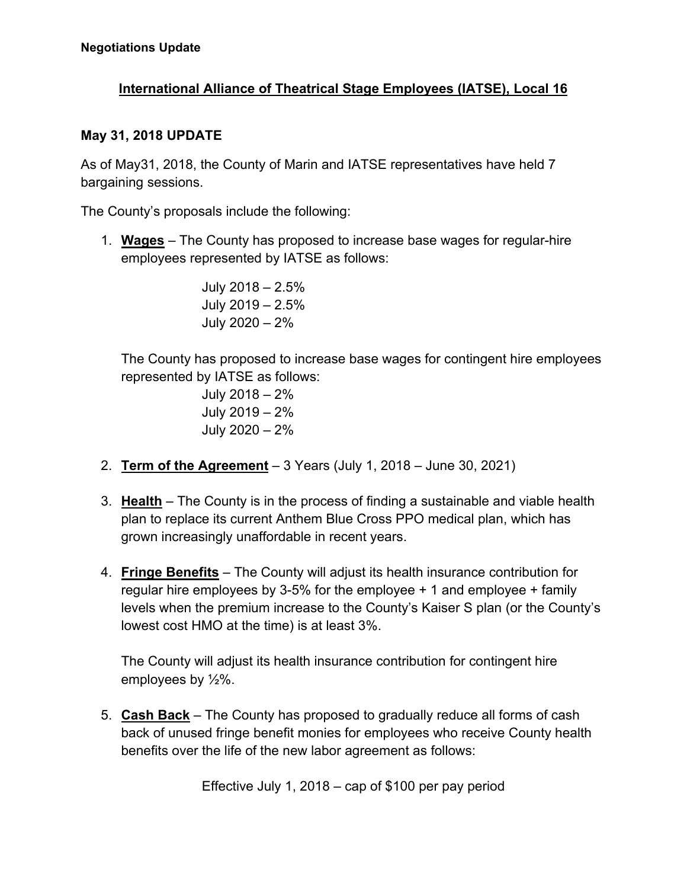**Negotiations Update**

## International Alliance of Theatrical Stage Employees (IATSE), Local 16

### May 31, 2018 UPDATE

As of May31, 2018, the County of Marin and IATSE representatives have held 7 bargaining sessions.

The County's proposals include the following:

1. **Wages** – The County has proposed to increase base wages for regular-hire employees represented by IATSE as follows:

   July 2018 – 2.5%
   July 2019 – 2.5%
   July 2020 – 2%

   The County has proposed to increase base wages for contingent hire employees represented by IATSE as follows:

   July 2018 – 2%
   July 2019 – 2%
   July 2020 – 2%

2. **Term of the Agreement** – 3 Years (July 1, 2018 – June 30, 2021)

3. **Health** – The County is in the process of finding a sustainable and viable health plan to replace its current Anthem Blue Cross PPO medical plan, which has grown increasingly unaffordable in recent years.

4. **Fringe Benefits** – The County will adjust its health insurance contribution for regular hire employees by 3-5% for the employee + 1 and employee + family levels when the premium increase to the County's Kaiser S plan (or the County's lowest cost HMO at the time) is at least 3%.

   The County will adjust its health insurance contribution for contingent hire employees by ½%.

5. **Cash Back** – The County has proposed to gradually reduce all forms of cash back of unused fringe benefit monies for employees who receive County health benefits over the life of the new labor agreement as follows:

   Effective July 1, 2018 – cap of $100 per pay period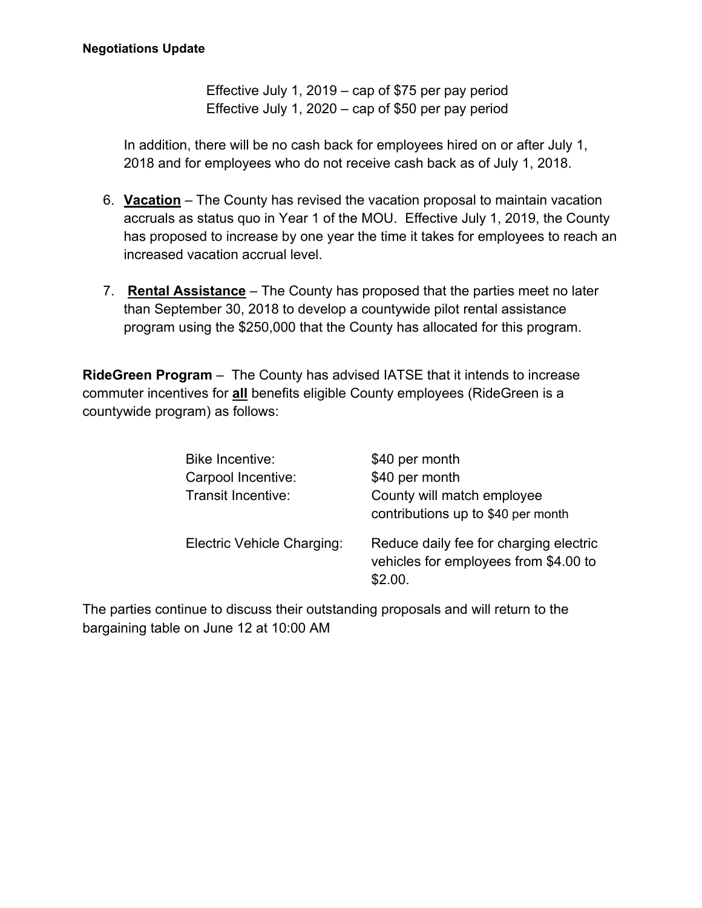**Negotiations Update**

Effective July 1, 2019 – cap of $75 per pay period
Effective July 1, 2020 – cap of $50 per pay period

In addition, there will be no cash back for employees hired on or after July 1, 2018 and for employees who do not receive cash back as of July 1, 2018.

6. **Vacation** – The County has revised the vacation proposal to maintain vacation accruals as status quo in Year 1 of the MOU. Effective July 1, 2019, the County has proposed to increase by one year the time it takes for employees to reach an increased vacation accrual level.

7. **Rental Assistance** – The County has proposed that the parties meet no later than September 30, 2018 to develop a countywide pilot rental assistance program using the $250,000 that the County has allocated for this program.

**RideGreen Program** – The County has advised IATSE that it intends to increase commuter incentives for **all** benefits eligible County employees (RideGreen is a countywide program) as follows:

| | |
|---|---|
| Bike Incentive: | $40 per month |
| Carpool Incentive: | $40 per month |
| Transit Incentive: | County will match employee contributions up to $40 per month |
| Electric Vehicle Charging: | Reduce daily fee for charging electric vehicles for employees from $4.00 to $2.00. |

The parties continue to discuss their outstanding proposals and will return to the bargaining table on June 12 at 10:00 AM